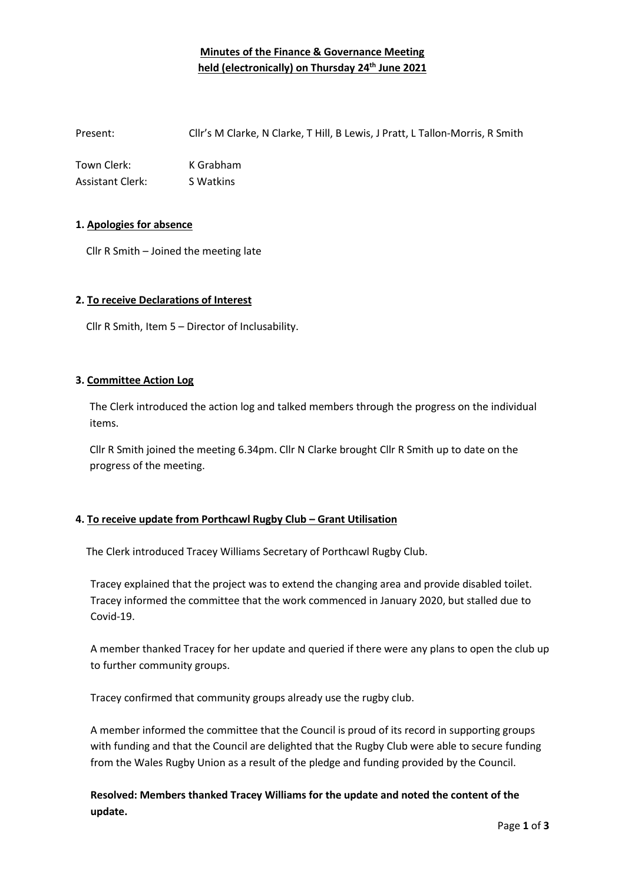# Minutes of the Finance & Governance Meeting held (electronically) on Thursday 24th June 2021

Present: Cllr's M Clarke, N Clarke, T Hill, B Lewis, J Pratt, L Tallon-Morris, R Smith

Town Clerk: K Grabham
Assistant Clerk: S Watkins

## 1. Apologies for absence

Cllr R Smith – Joined the meeting late

## 2. To receive Declarations of Interest

Cllr R Smith, Item 5 – Director of Inclusability.

## 3. Committee Action Log

The Clerk introduced the action log and talked members through the progress on the individual items.

Cllr R Smith joined the meeting 6.34pm. Cllr N Clarke brought Cllr R Smith up to date on the progress of the meeting.

## 4. To receive update from Porthcawl Rugby Club – Grant Utilisation

The Clerk introduced Tracey Williams Secretary of Porthcawl Rugby Club.

Tracey explained that the project was to extend the changing area and provide disabled toilet. Tracey informed the committee that the work commenced in January 2020, but stalled due to Covid-19.

A member thanked Tracey for her update and queried if there were any plans to open the club up to further community groups.

Tracey confirmed that community groups already use the rugby club.

A member informed the committee that the Council is proud of its record in supporting groups with funding and that the Council are delighted that the Rugby Club were able to secure funding from the Wales Rugby Union as a result of the pledge and funding provided by the Council.

**Resolved: Members thanked Tracey Williams for the update and noted the content of the update.**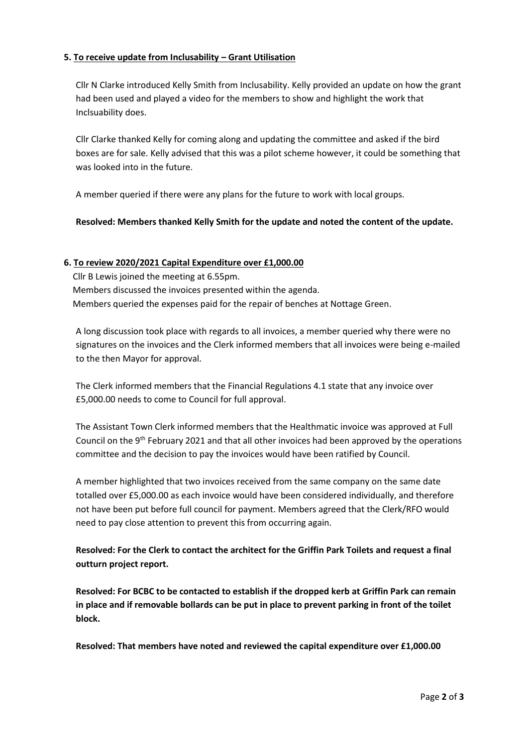**5. To receive update from Inclusability – Grant Utilisation**

Cllr N Clarke introduced Kelly Smith from Inclusability. Kelly provided an update on how the grant had been used and played a video for the members to show and highlight the work that Inclsuability does.

Cllr Clarke thanked Kelly for coming along and updating the committee and asked if the bird boxes are for sale. Kelly advised that this was a pilot scheme however, it could be something that was looked into in the future.

A member queried if there were any plans for the future to work with local groups.

**Resolved: Members thanked Kelly Smith for the update and noted the content of the update.**

**6. To review 2020/2021 Capital Expenditure over £1,000.00**

Cllr B Lewis joined the meeting at 6.55pm.
Members discussed the invoices presented within the agenda.
Members queried the expenses paid for the repair of benches at Nottage Green.

A long discussion took place with regards to all invoices, a member queried why there were no signatures on the invoices and the Clerk informed members that all invoices were being e-mailed to the then Mayor for approval.

The Clerk informed members that the Financial Regulations 4.1 state that any invoice over £5,000.00 needs to come to Council for full approval.

The Assistant Town Clerk informed members that the Healthmatic invoice was approved at Full Council on the 9th February 2021 and that all other invoices had been approved by the operations committee and the decision to pay the invoices would have been ratified by Council.

A member highlighted that two invoices received from the same company on the same date totalled over £5,000.00 as each invoice would have been considered individually, and therefore not have been put before full council for payment. Members agreed that the Clerk/RFO would need to pay close attention to prevent this from occurring again.

**Resolved: For the Clerk to contact the architect for the Griffin Park Toilets and request a final outturn project report.**

**Resolved: For BCBC to be contacted to establish if the dropped kerb at Griffin Park can remain in place and if removable bollards can be put in place to prevent parking in front of the toilet block.**

**Resolved: That members have noted and reviewed the capital expenditure over £1,000.00**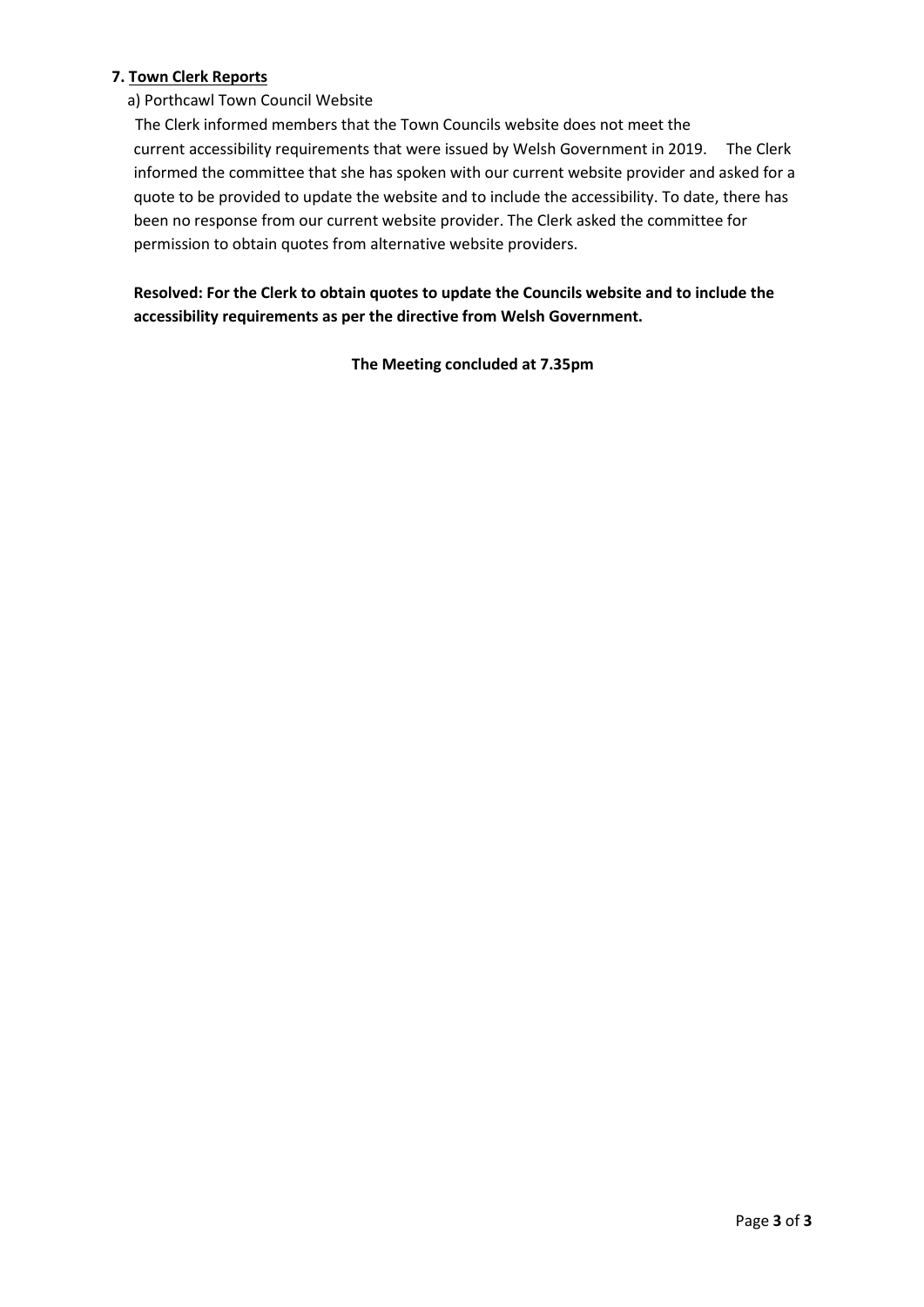**7. Town Clerk Reports**

a) Porthcawl Town Council Website

The Clerk informed members that the Town Councils website does not meet the current accessibility requirements that were issued by Welsh Government in 2019. The Clerk informed the committee that she has spoken with our current website provider and asked for a quote to be provided to update the website and to include the accessibility. To date, there has been no response from our current website provider. The Clerk asked the committee for permission to obtain quotes from alternative website providers.

**Resolved: For the Clerk to obtain quotes to update the Councils website and to include the accessibility requirements as per the directive from Welsh Government.**

**The Meeting concluded at 7.35pm**